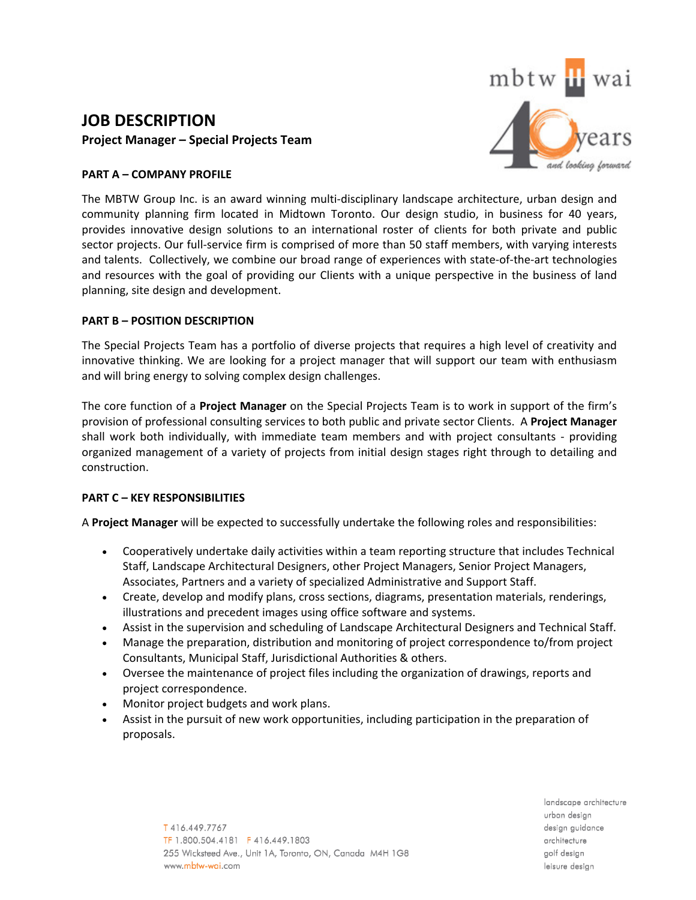# JOB DESCRIPTION

## Project Manager – Special Projects Team

### PART A – COMPANY PROFILE

The MBTW Group Inc. is an award winning multi-disciplinary landscape architecture, urban design and community planning firm located in Midtown Toronto. Our design studio, in business for 40 years, provides innovative design solutions to an international roster of clients for both private and public sector projects. Our full-service firm is comprised of more than 50 staff members, with varying interests and talents. Collectively, we combine our broad range of experiences with state-of-the-art technologies and resources with the goal of providing our Clients with a unique perspective in the business of land planning, site design and development.

### PART B – POSITION DESCRIPTION

The Special Projects Team has a portfolio of diverse projects that requires a high level of creativity and innovative thinking. We are looking for a project manager that will support our team with enthusiasm and will bring energy to solving complex design challenges.

The core function of a **Project Manager** on the Special Projects Team is to work in support of the firm's provision of professional consulting services to both public and private sector Clients. A **Project Manager** shall work both individually, with immediate team members and with project consultants - providing organized management of a variety of projects from initial design stages right through to detailing and construction.

### PART C – KEY RESPONSIBILITIES

A **Project Manager** will be expected to successfully undertake the following roles and responsibilities:

- Cooperatively undertake daily activities within a team reporting structure that includes Technical Staff, Landscape Architectural Designers, other Project Managers, Senior Project Managers, Associates, Partners and a variety of specialized Administrative and Support Staff.
- Create, develop and modify plans, cross sections, diagrams, presentation materials, renderings, illustrations and precedent images using office software and systems.
- Assist in the supervision and scheduling of Landscape Architectural Designers and Technical Staff.
- Manage the preparation, distribution and monitoring of project correspondence to/from project Consultants, Municipal Staff, Jurisdictional Authorities & others.
- Oversee the maintenance of project files including the organization of drawings, reports and project correspondence.
- Monitor project budgets and work plans.
- Assist in the pursuit of new work opportunities, including participation in the preparation of proposals.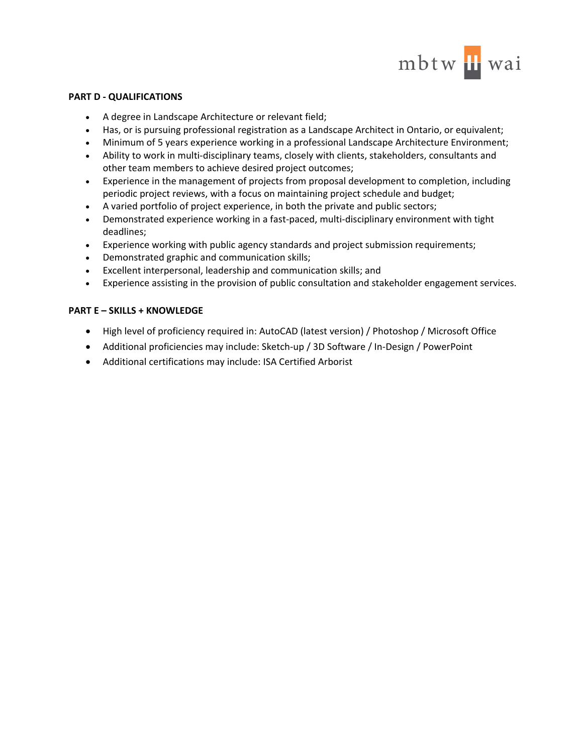**PART D - QUALIFICATIONS**

- A degree in Landscape Architecture or relevant field;
- Has, or is pursuing professional registration as a Landscape Architect in Ontario, or equivalent;
- Minimum of 5 years experience working in a professional Landscape Architecture Environment;
- Ability to work in multi-disciplinary teams, closely with clients, stakeholders, consultants and other team members to achieve desired project outcomes;
- Experience in the management of projects from proposal development to completion, including periodic project reviews, with a focus on maintaining project schedule and budget;
- A varied portfolio of project experience, in both the private and public sectors;
- Demonstrated experience working in a fast-paced, multi-disciplinary environment with tight deadlines;
- Experience working with public agency standards and project submission requirements;
- Demonstrated graphic and communication skills;
- Excellent interpersonal, leadership and communication skills; and
- Experience assisting in the provision of public consultation and stakeholder engagement services.

**PART E – SKILLS + KNOWLEDGE**

- High level of proficiency required in: AutoCAD (latest version) / Photoshop / Microsoft Office
- Additional proficiencies may include: Sketch-up / 3D Software / In-Design / PowerPoint
- Additional certifications may include: ISA Certified Arborist